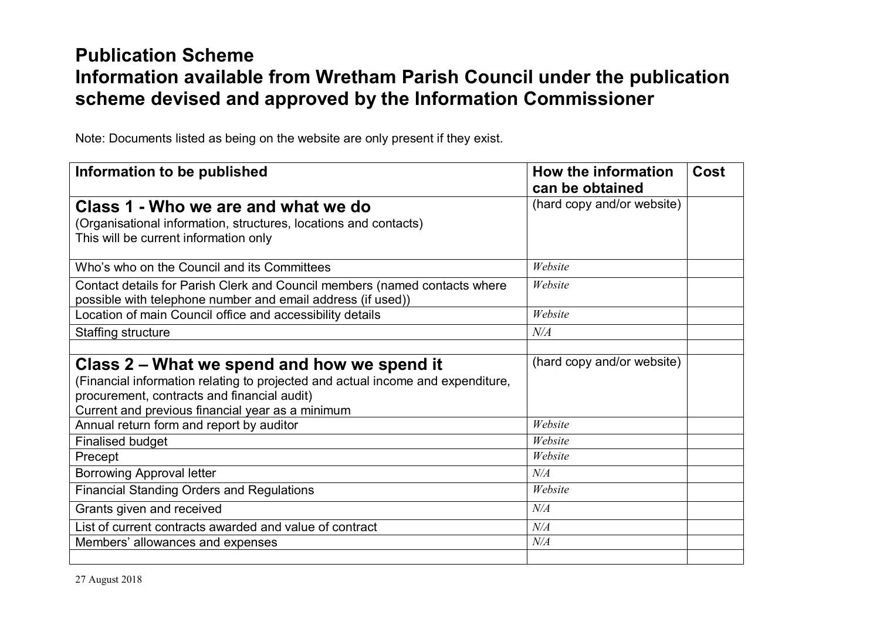# Publication Scheme
# Information available from Wretham Parish Council under the publication scheme devised and approved by the Information Commissioner

Note: Documents listed as being on the website are only present if they exist.

| Information to be published | How the information can be obtained | Cost |
|---|---|---|
| **Class 1 - Who we are and what we do**<br>(Organisational information, structures, locations and contacts)<br>This will be current information only | (hard copy and/or website) | |
| Who's who on the Council and its Committees | *Website* | |
| Contact details for Parish Clerk and Council members (named contacts where possible with telephone number and email address (if used)) | *Website* | |
| Location of main Council office and accessibility details | *Website* | |
| Staffing structure | *N/A* | |
| | | |
| **Class 2 – What we spend and how we spend it**<br>(Financial information relating to projected and actual income and expenditure, procurement, contracts and financial audit)<br>Current and previous financial year as a minimum | (hard copy and/or website) | |
| Annual return form and report by auditor | *Website* | |
| Finalised budget | *Website* | |
| Precept | *Website* | |
| Borrowing Approval letter | *N/A* | |
| Financial Standing Orders and Regulations | *Website* | |
| Grants given and received | *N/A* | |
| List of current contracts awarded and value of contract | *N/A* | |
| Members' allowances and expenses | *N/A* | |
| | | |

27 August 2018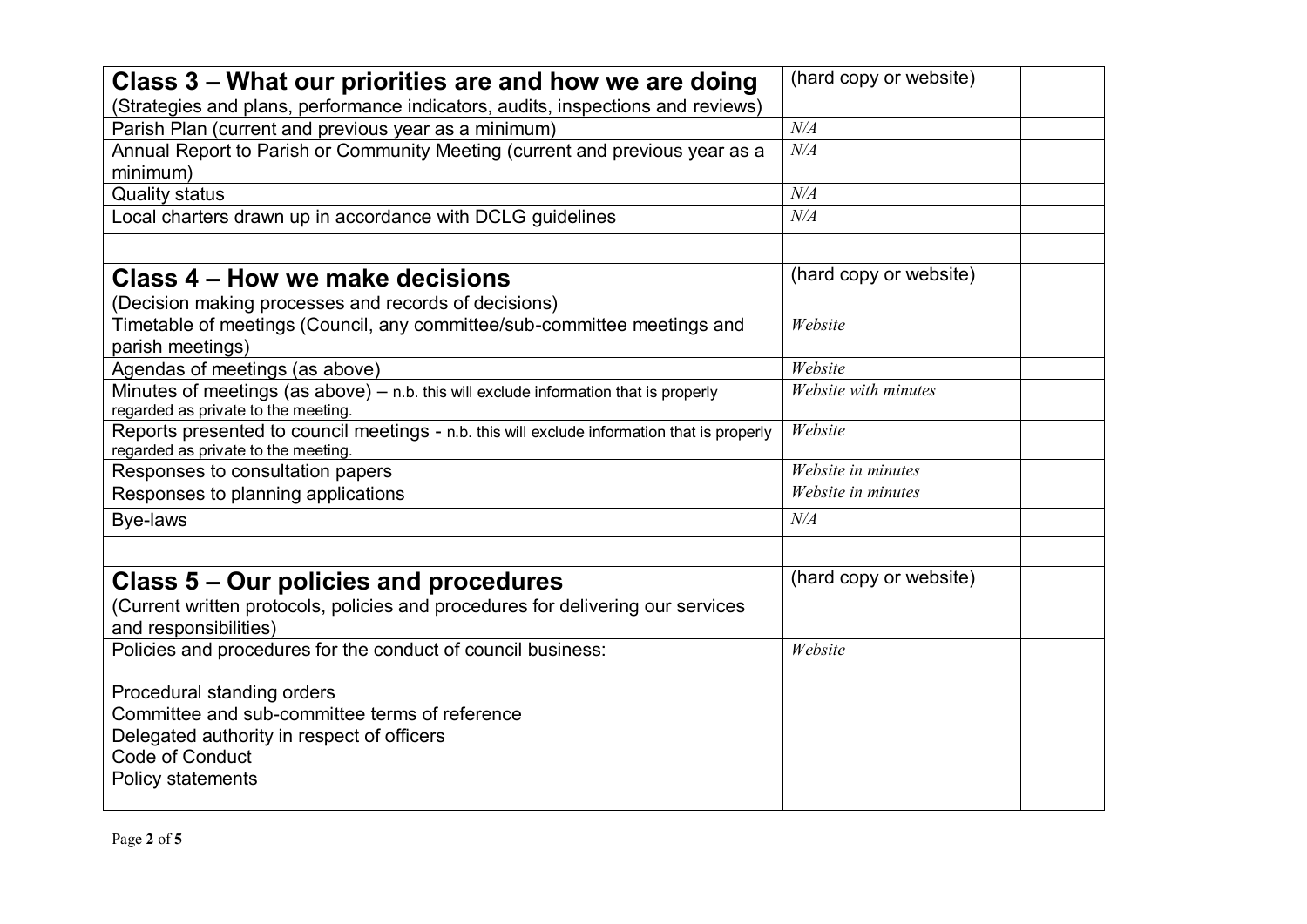| | | |
|---|---|---|
| **Class 3 – What our priorities are and how we are doing**<br>(Strategies and plans, performance indicators, audits, inspections and reviews) | (hard copy or website) | |
| Parish Plan (current and previous year as a minimum) | *N/A* | |
| Annual Report to Parish or Community Meeting (current and previous year as a minimum) | *N/A* | |
| Quality status | *N/A* | |
| Local charters drawn up in accordance with DCLG guidelines | *N/A* | |
| | | |
| **Class 4 – How we make decisions**<br>(Decision making processes and records of decisions) | (hard copy or website) | |
| Timetable of meetings (Council, any committee/sub-committee meetings and parish meetings) | *Website* | |
| Agendas of meetings (as above) | *Website* | |
| Minutes of meetings (as above) – n.b. this will exclude information that is properly regarded as private to the meeting. | *Website with minutes* | |
| Reports presented to council meetings - n.b. this will exclude information that is properly regarded as private to the meeting. | *Website* | |
| Responses to consultation papers | *Website in minutes* | |
| Responses to planning applications | *Website in minutes* | |
| Bye-laws | *N/A* | |
| | | |
| **Class 5 – Our policies and procedures**<br>(Current written protocols, policies and procedures for delivering our services and responsibilities) | (hard copy or website) | |
| Policies and procedures for the conduct of council business:<br><br>Procedural standing orders<br>Committee and sub-committee terms of reference<br>Delegated authority in respect of officers<br>Code of Conduct<br>Policy statements | *Website* | |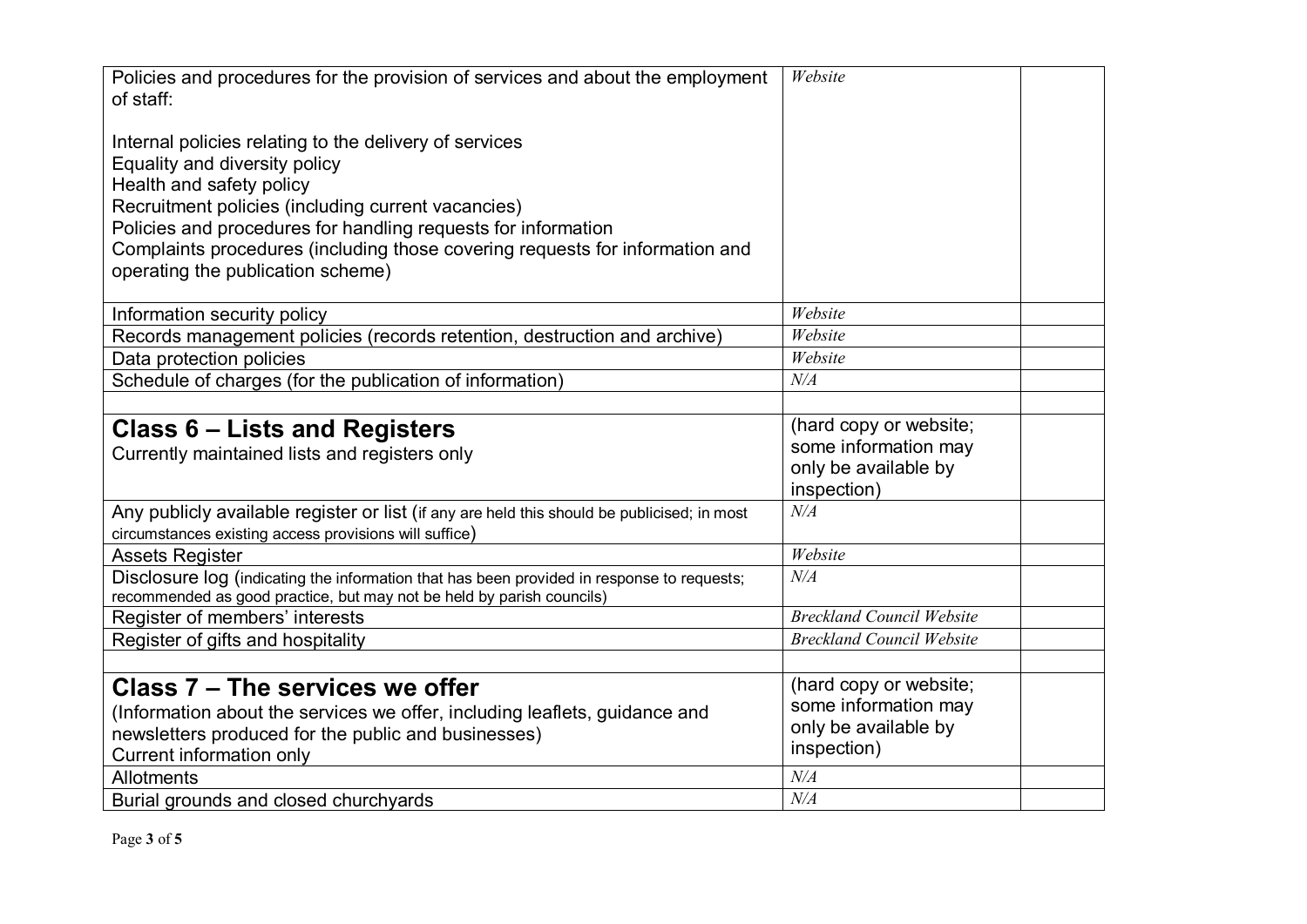| | | |
|---|---|---|
| Policies and procedures for the provision of services and about the employment of staff:<br><br>Internal policies relating to the delivery of services<br>Equality and diversity policy<br>Health and safety policy<br>Recruitment policies (including current vacancies)<br>Policies and procedures for handling requests for information<br>Complaints procedures (including those covering requests for information and operating the publication scheme) | *Website* | |
| Information security policy | *Website* | |
| Records management policies (records retention, destruction and archive) | *Website* | |
| Data protection policies | *Website* | |
| Schedule of charges (for the publication of information) | *N/A* | |
| | | |
| **Class 6 – Lists and Registers**<br>Currently maintained lists and registers only | (hard copy or website; some information may only be available by inspection) | |
| Any publicly available register or list (if any are held this should be publicised; in most circumstances existing access provisions will suffice) | *N/A* | |
| Assets Register | *Website* | |
| Disclosure log (indicating the information that has been provided in response to requests; recommended as good practice, but may not be held by parish councils) | *N/A* | |
| Register of members' interests | *Breckland Council Website* | |
| Register of gifts and hospitality | *Breckland Council Website* | |
| | | |
| **Class 7 – The services we offer**<br>(Information about the services we offer, including leaflets, guidance and newsletters produced for the public and businesses)<br>Current information only | (hard copy or website; some information may only be available by inspection) | |
| Allotments | *N/A* | |
| Burial grounds and closed churchyards | *N/A* | |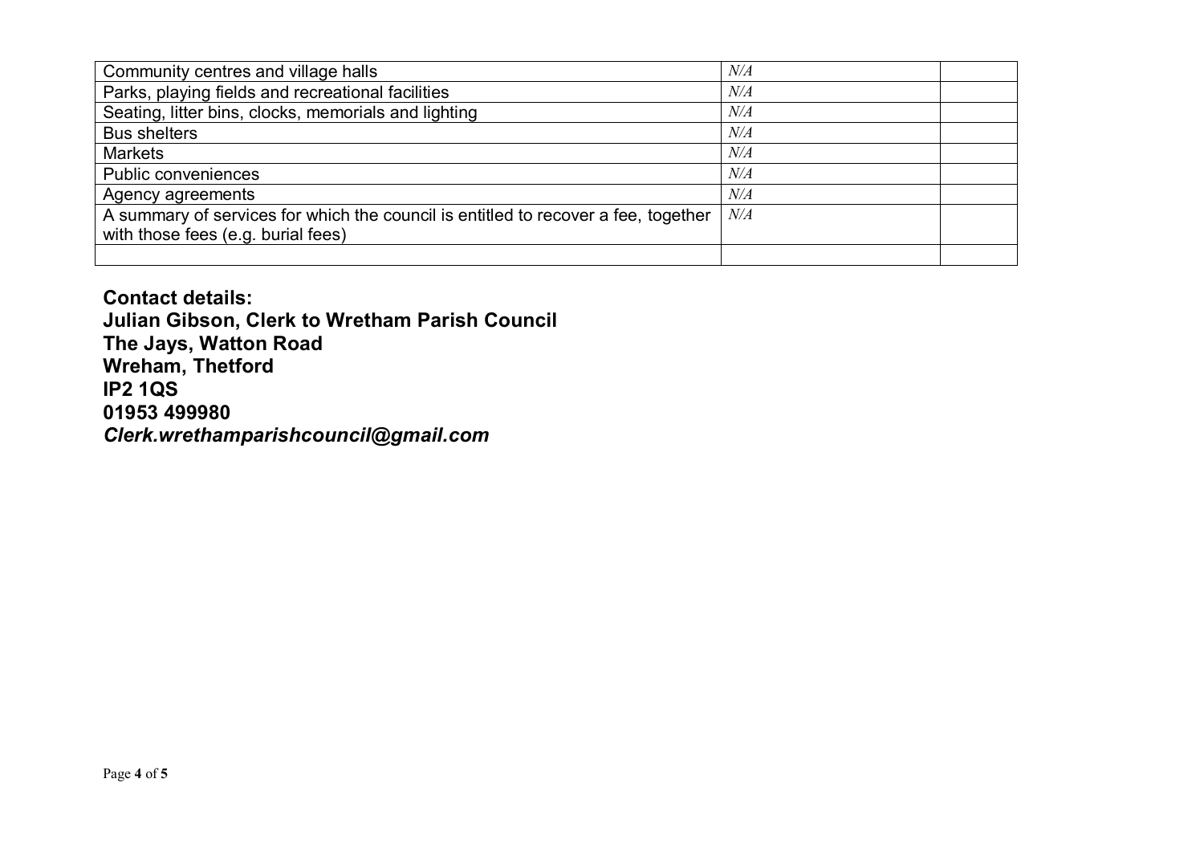| | | |
|---|---|---|
| Community centres and village halls | *N/A* | |
| Parks, playing fields and recreational facilities | *N/A* | |
| Seating, litter bins, clocks, memorials and lighting | *N/A* | |
| Bus shelters | *N/A* | |
| Markets | *N/A* | |
| Public conveniences | *N/A* | |
| Agency agreements | *N/A* | |
| A summary of services for which the council is entitled to recover a fee, together with those fees (e.g. burial fees) | *N/A* | |
| | | |

**Contact details:**
**Julian Gibson, Clerk to Wretham Parish Council**
**The Jays, Watton Road**
**Wreham, Thetford**
**IP2 1QS**
**01953 499980**
***Clerk.wrethamparishcouncil@gmail.com***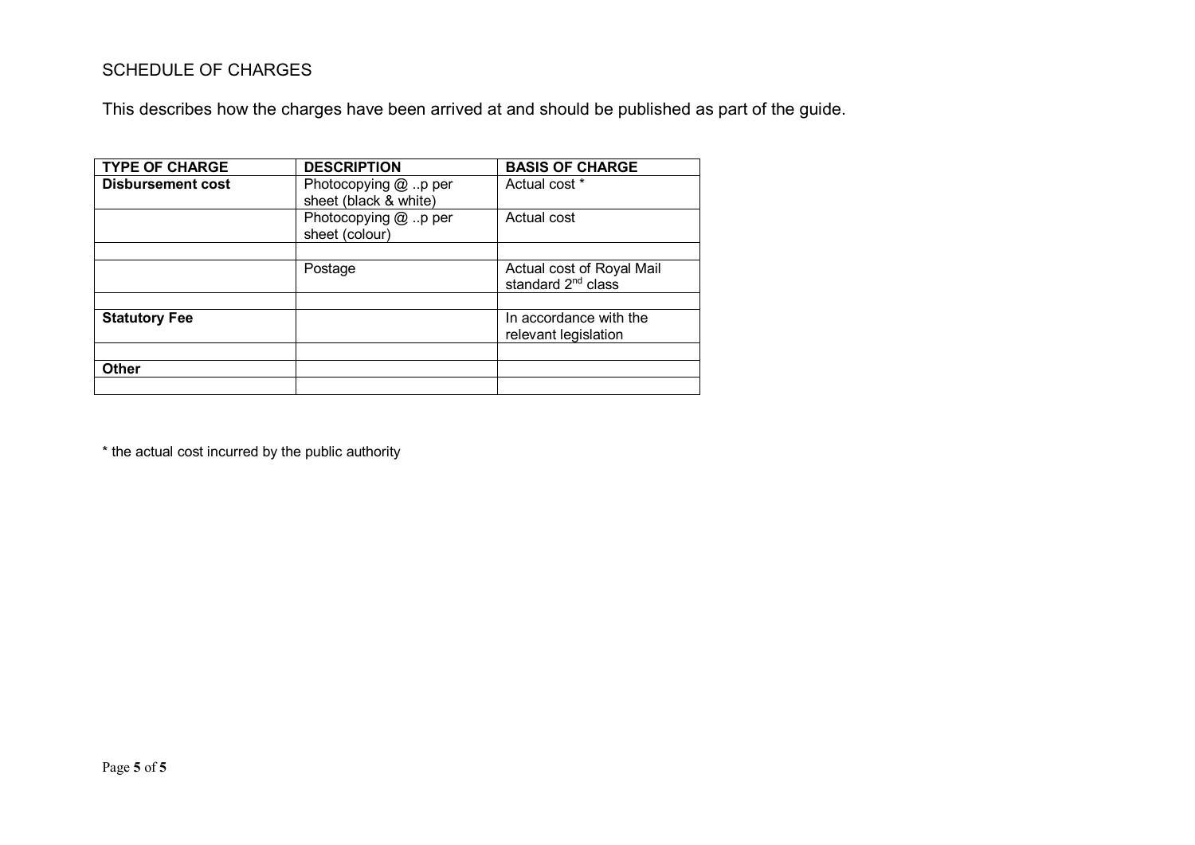## SCHEDULE OF CHARGES

This describes how the charges have been arrived at and should be published as part of the guide.

| TYPE OF CHARGE | DESCRIPTION | BASIS OF CHARGE |
|---|---|---|
| **Disbursement cost** | Photocopying @ ..p per sheet (black & white) | Actual cost * |
| | Photocopying @ ..p per sheet (colour) | Actual cost |
| | | |
| | Postage | Actual cost of Royal Mail standard 2nd class |
| | | |
| **Statutory Fee** | | In accordance with the relevant legislation |
| | | |
| **Other** | | |
| | | |

* the actual cost incurred by the public authority